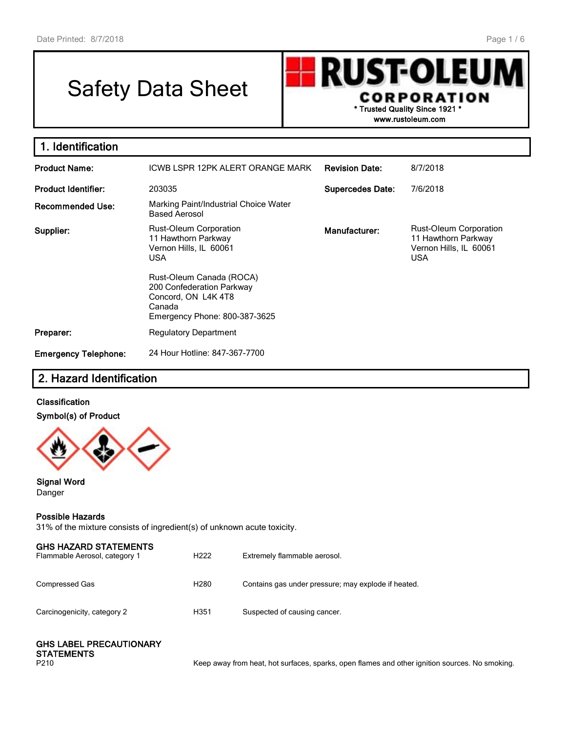# Safety Data Sheet

**RUST-OLEUM CORPORATION**
* Trusted Quality Since 1921 *
www.rustoleum.com

## 1. Identification

| | | | |
|---|---|---|---|
| **Product Name:** | ICWB LSPR 12PK ALERT ORANGE MARK | **Revision Date:** | 8/7/2018 |
| **Product Identifier:** | 203035 | **Supercedes Date:** | 7/6/2018 |
| **Recommended Use:** | Marking Paint/Industrial Choice Water Based Aerosol | | |
| **Supplier:** | Rust-Oleum Corporation<br>11 Hawthorn Parkway<br>Vernon Hills, IL 60061<br>USA<br><br>Rust-Oleum Canada (ROCA)<br>200 Confederation Parkway<br>Concord, ON L4K 4T8<br>Canada<br>Emergency Phone: 800-387-3625 | **Manufacturer:** | Rust-Oleum Corporation<br>11 Hawthorn Parkway<br>Vernon Hills, IL 60061<br>USA |
| **Preparer:** | Regulatory Department | | |
| **Emergency Telephone:** | 24 Hour Hotline: 847-367-7700 | | |

## 2. Hazard Identification

**Classification**

**Symbol(s) of Product**

**Signal Word**
Danger

**Possible Hazards**
31% of the mixture consists of ingredient(s) of unknown acute toxicity.

**GHS HAZARD STATEMENTS**

| | | |
|---|---|---|
| Flammable Aerosol, category 1 | H222 | Extremely flammable aerosol. |
| Compressed Gas | H280 | Contains gas under pressure; may explode if heated. |
| Carcinogenicity, category 2 | H351 | Suspected of causing cancer. |

**GHS LABEL PRECAUTIONARY STATEMENTS**

| | |
|---|---|
| P210 | Keep away from heat, hot surfaces, sparks, open flames and other ignition sources. No smoking. |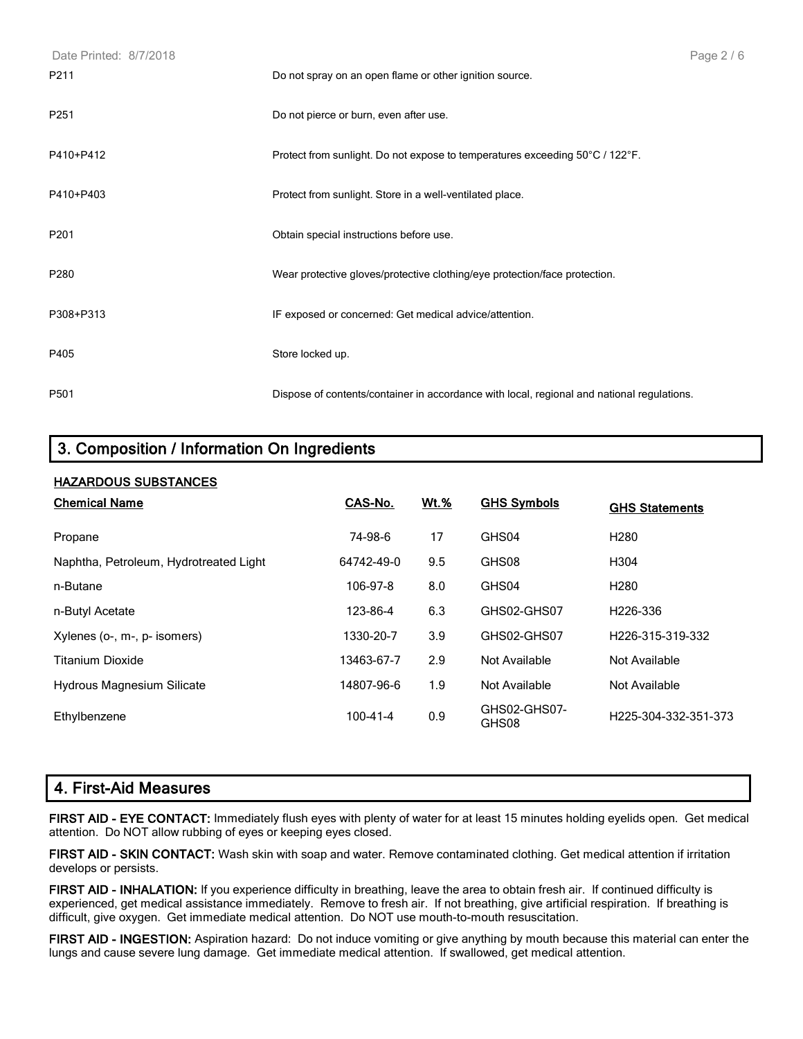| | |
|---|---|
| P211 | Do not spray on an open flame or other ignition source. |
| P251 | Do not pierce or burn, even after use. |
| P410+P412 | Protect from sunlight. Do not expose to temperatures exceeding 50°C / 122°F. |
| P410+P403 | Protect from sunlight. Store in a well-ventilated place. |
| P201 | Obtain special instructions before use. |
| P280 | Wear protective gloves/protective clothing/eye protection/face protection. |
| P308+P313 | IF exposed or concerned: Get medical advice/attention. |
| P405 | Store locked up. |
| P501 | Dispose of contents/container in accordance with local, regional and national regulations. |

## 3. Composition / Information On Ingredients

**HAZARDOUS SUBSTANCES**

| Chemical Name | CAS-No. | Wt.% | GHS Symbols | GHS Statements |
|---|---|---|---|---|
| Propane | 74-98-6 | 17 | GHS04 | H280 |
| Naphtha, Petroleum, Hydrotreated Light | 64742-49-0 | 9.5 | GHS08 | H304 |
| n-Butane | 106-97-8 | 8.0 | GHS04 | H280 |
| n-Butyl Acetate | 123-86-4 | 6.3 | GHS02-GHS07 | H226-336 |
| Xylenes (o-, m-, p- isomers) | 1330-20-7 | 3.9 | GHS02-GHS07 | H226-315-319-332 |
| Titanium Dioxide | 13463-67-7 | 2.9 | Not Available | Not Available |
| Hydrous Magnesium Silicate | 14807-96-6 | 1.9 | Not Available | Not Available |
| Ethylbenzene | 100-41-4 | 0.9 | GHS02-GHS07-GHS08 | H225-304-332-351-373 |

## 4. First-Aid Measures

**FIRST AID - EYE CONTACT:** Immediately flush eyes with plenty of water for at least 15 minutes holding eyelids open. Get medical attention. Do NOT allow rubbing of eyes or keeping eyes closed.

**FIRST AID - SKIN CONTACT:** Wash skin with soap and water. Remove contaminated clothing. Get medical attention if irritation develops or persists.

**FIRST AID - INHALATION:** If you experience difficulty in breathing, leave the area to obtain fresh air. If continued difficulty is experienced, get medical assistance immediately. Remove to fresh air. If not breathing, give artificial respiration. If breathing is difficult, give oxygen. Get immediate medical attention. Do NOT use mouth-to-mouth resuscitation.

**FIRST AID - INGESTION:** Aspiration hazard: Do not induce vomiting or give anything by mouth because this material can enter the lungs and cause severe lung damage. Get immediate medical attention. If swallowed, get medical attention.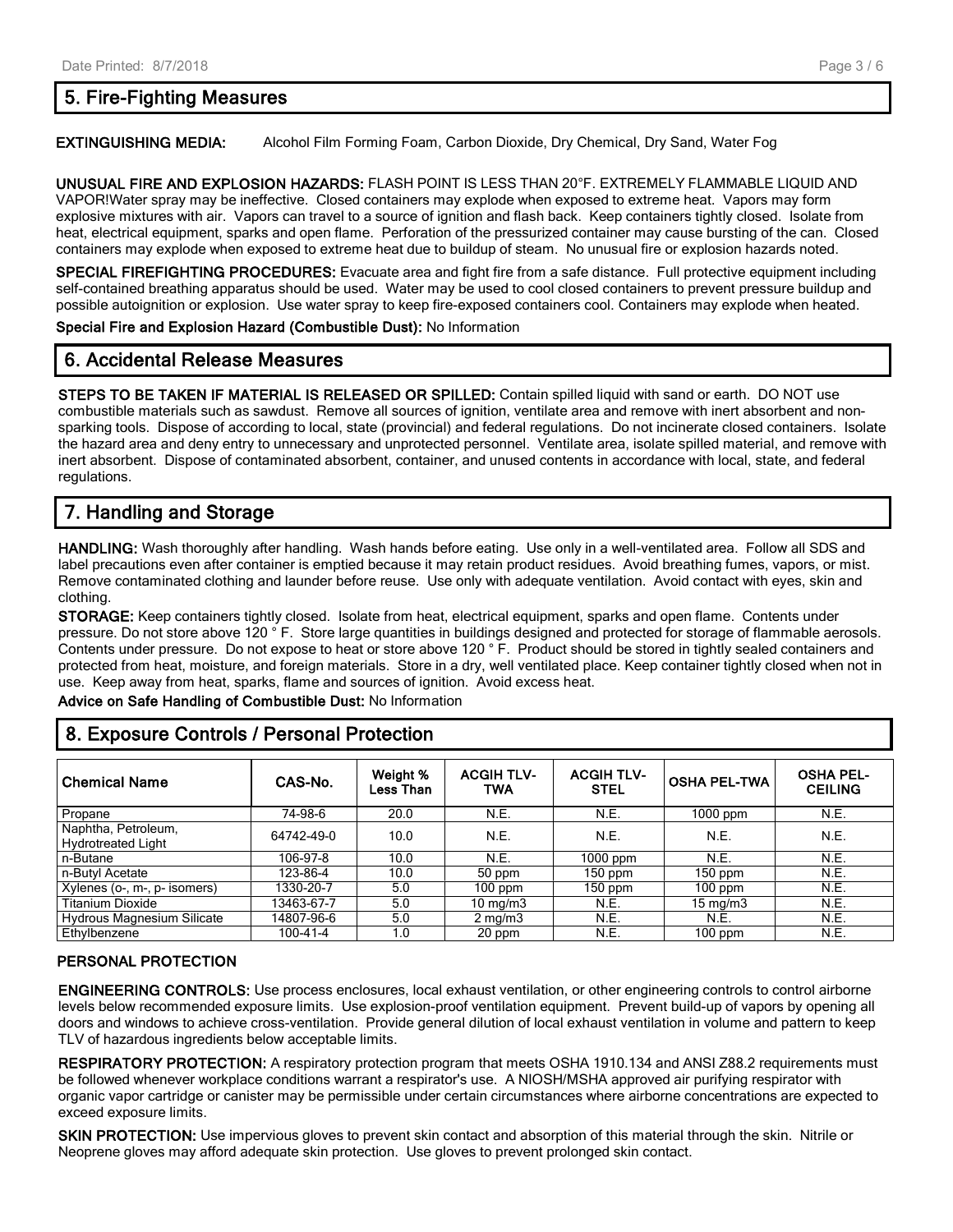## 5. Fire-Fighting Measures

**EXTINGUISHING MEDIA:** Alcohol Film Forming Foam, Carbon Dioxide, Dry Chemical, Dry Sand, Water Fog

**UNUSUAL FIRE AND EXPLOSION HAZARDS:** FLASH POINT IS LESS THAN 20°F. EXTREMELY FLAMMABLE LIQUID AND VAPOR!Water spray may be ineffective. Closed containers may explode when exposed to extreme heat. Vapors may form explosive mixtures with air. Vapors can travel to a source of ignition and flash back. Keep containers tightly closed. Isolate from heat, electrical equipment, sparks and open flame. Perforation of the pressurized container may cause bursting of the can. Closed containers may explode when exposed to extreme heat due to buildup of steam. No unusual fire or explosion hazards noted.

**SPECIAL FIREFIGHTING PROCEDURES:** Evacuate area and fight fire from a safe distance. Full protective equipment including self-contained breathing apparatus should be used. Water may be used to cool closed containers to prevent pressure buildup and possible autoignition or explosion. Use water spray to keep fire-exposed containers cool. Containers may explode when heated.

**Special Fire and Explosion Hazard (Combustible Dust):** No Information

## 6. Accidental Release Measures

**STEPS TO BE TAKEN IF MATERIAL IS RELEASED OR SPILLED:** Contain spilled liquid with sand or earth. DO NOT use combustible materials such as sawdust. Remove all sources of ignition, ventilate area and remove with inert absorbent and non-sparking tools. Dispose of according to local, state (provincial) and federal regulations. Do not incinerate closed containers. Isolate the hazard area and deny entry to unnecessary and unprotected personnel. Ventilate area, isolate spilled material, and remove with inert absorbent. Dispose of contaminated absorbent, container, and unused contents in accordance with local, state, and federal regulations.

## 7. Handling and Storage

**HANDLING:** Wash thoroughly after handling. Wash hands before eating. Use only in a well-ventilated area. Follow all SDS and label precautions even after container is emptied because it may retain product residues. Avoid breathing fumes, vapors, or mist. Remove contaminated clothing and launder before reuse. Use only with adequate ventilation. Avoid contact with eyes, skin and clothing.

**STORAGE:** Keep containers tightly closed. Isolate from heat, electrical equipment, sparks and open flame. Contents under pressure. Do not store above 120 ° F. Store large quantities in buildings designed and protected for storage of flammable aerosols. Contents under pressure. Do not expose to heat or store above 120 ° F. Product should be stored in tightly sealed containers and protected from heat, moisture, and foreign materials. Store in a dry, well ventilated place. Keep container tightly closed when not in use. Keep away from heat, sparks, flame and sources of ignition. Avoid excess heat.

**Advice on Safe Handling of Combustible Dust:** No Information

## 8. Exposure Controls / Personal Protection

| Chemical Name | CAS-No. | Weight % Less Than | ACGIH TLV-TWA | ACGIH TLV-STEL | OSHA PEL-TWA | OSHA PEL-CEILING |
|---|---|---|---|---|---|---|
| Propane | 74-98-6 | 20.0 | N.E. | N.E. | 1000 ppm | N.E. |
| Naphtha, Petroleum, Hydrotreated Light | 64742-49-0 | 10.0 | N.E. | N.E. | N.E. | N.E. |
| n-Butane | 106-97-8 | 10.0 | N.E. | 1000 ppm | N.E. | N.E. |
| n-Butyl Acetate | 123-86-4 | 10.0 | 50 ppm | 150 ppm | 150 ppm | N.E. |
| Xylenes (o-, m-, p- isomers) | 1330-20-7 | 5.0 | 100 ppm | 150 ppm | 100 ppm | N.E. |
| Titanium Dioxide | 13463-67-7 | 5.0 | 10 mg/m3 | N.E. | 15 mg/m3 | N.E. |
| Hydrous Magnesium Silicate | 14807-96-6 | 5.0 | 2 mg/m3 | N.E. | N.E. | N.E. |
| Ethylbenzene | 100-41-4 | 1.0 | 20 ppm | N.E. | 100 ppm | N.E. |

### PERSONAL PROTECTION

**ENGINEERING CONTROLS:** Use process enclosures, local exhaust ventilation, or other engineering controls to control airborne levels below recommended exposure limits. Use explosion-proof ventilation equipment. Prevent build-up of vapors by opening all doors and windows to achieve cross-ventilation. Provide general dilution of local exhaust ventilation in volume and pattern to keep TLV of hazardous ingredients below acceptable limits.

**RESPIRATORY PROTECTION:** A respiratory protection program that meets OSHA 1910.134 and ANSI Z88.2 requirements must be followed whenever workplace conditions warrant a respirator's use. A NIOSH/MSHA approved air purifying respirator with organic vapor cartridge or canister may be permissible under certain circumstances where airborne concentrations are expected to exceed exposure limits.

**SKIN PROTECTION:** Use impervious gloves to prevent skin contact and absorption of this material through the skin. Nitrile or Neoprene gloves may afford adequate skin protection. Use gloves to prevent prolonged skin contact.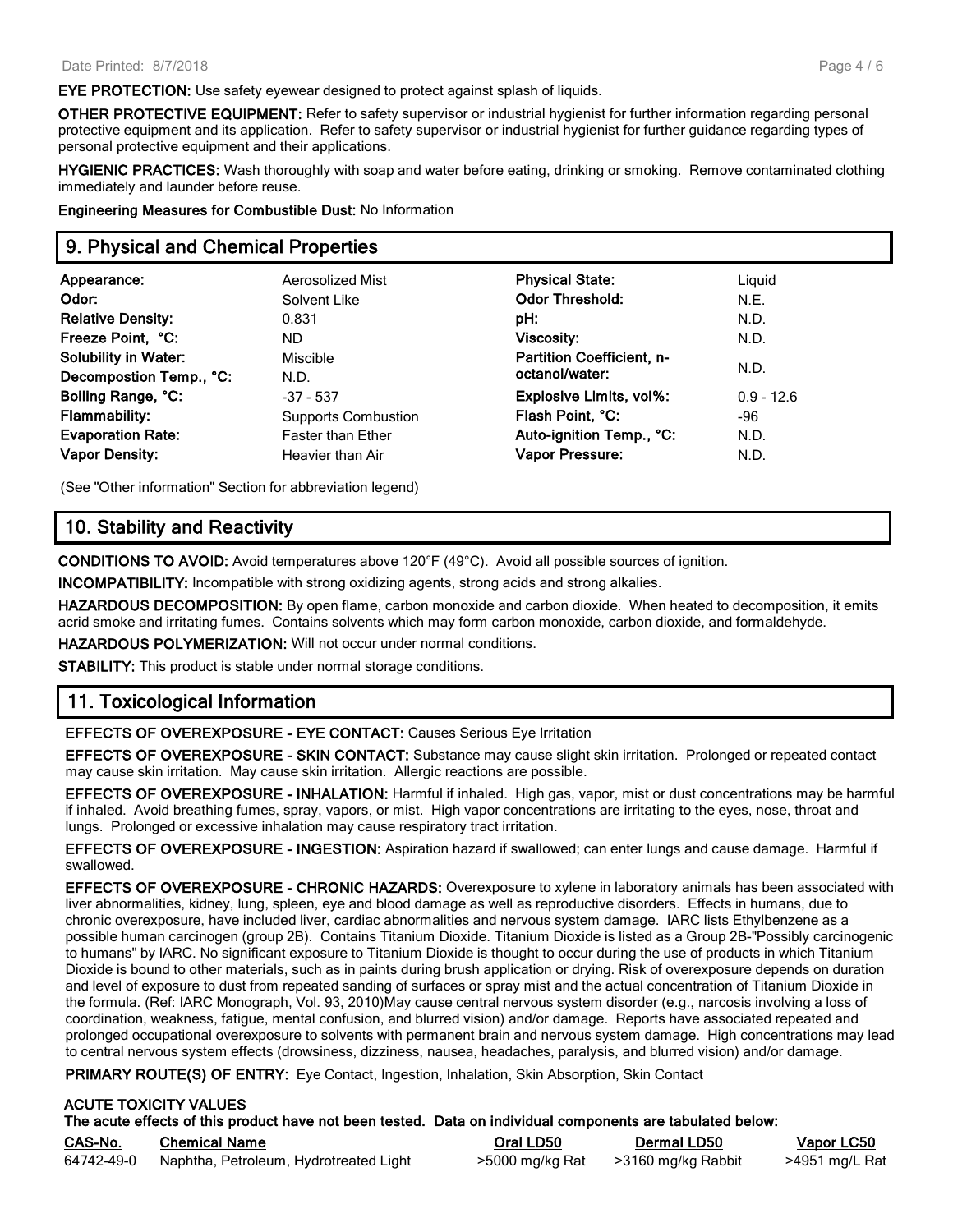**EYE PROTECTION:** Use safety eyewear designed to protect against splash of liquids.

**OTHER PROTECTIVE EQUIPMENT:** Refer to safety supervisor or industrial hygienist for further information regarding personal protective equipment and its application. Refer to safety supervisor or industrial hygienist for further guidance regarding types of personal protective equipment and their applications.

**HYGIENIC PRACTICES:** Wash thoroughly with soap and water before eating, drinking or smoking. Remove contaminated clothing immediately and launder before reuse.

**Engineering Measures for Combustible Dust:** No Information

## 9. Physical and Chemical Properties

| | | | |
|---|---|---|---|
| **Appearance:** | Aerosolized Mist | **Physical State:** | Liquid |
| **Odor:** | Solvent Like | **Odor Threshold:** | N.E. |
| **Relative Density:** | 0.831 | **pH:** | N.D. |
| **Freeze Point, °C:** | ND | **Viscosity:** | N.D. |
| **Solubility in Water:** | Miscible | **Partition Coefficient, n-octanol/water:** | N.D. |
| **Decompostion Temp., °C:** | N.D. | | |
| **Boiling Range, °C:** | -37 - 537 | **Explosive Limits, vol%:** | 0.9 - 12.6 |
| **Flammability:** | Supports Combustion | **Flash Point, °C:** | -96 |
| **Evaporation Rate:** | Faster than Ether | **Auto-ignition Temp., °C:** | N.D. |
| **Vapor Density:** | Heavier than Air | **Vapor Pressure:** | N.D. |

(See "Other information" Section for abbreviation legend)

## 10. Stability and Reactivity

**CONDITIONS TO AVOID:** Avoid temperatures above 120°F (49°C). Avoid all possible sources of ignition.

**INCOMPATIBILITY:** Incompatible with strong oxidizing agents, strong acids and strong alkalies.

**HAZARDOUS DECOMPOSITION:** By open flame, carbon monoxide and carbon dioxide. When heated to decomposition, it emits acrid smoke and irritating fumes. Contains solvents which may form carbon monoxide, carbon dioxide, and formaldehyde.

**HAZARDOUS POLYMERIZATION:** Will not occur under normal conditions.

**STABILITY:** This product is stable under normal storage conditions.

## 11. Toxicological Information

**EFFECTS OF OVEREXPOSURE - EYE CONTACT:** Causes Serious Eye Irritation

**EFFECTS OF OVEREXPOSURE - SKIN CONTACT:** Substance may cause slight skin irritation. Prolonged or repeated contact may cause skin irritation. May cause skin irritation. Allergic reactions are possible.

**EFFECTS OF OVEREXPOSURE - INHALATION:** Harmful if inhaled. High gas, vapor, mist or dust concentrations may be harmful if inhaled. Avoid breathing fumes, spray, vapors, or mist. High vapor concentrations are irritating to the eyes, nose, throat and lungs. Prolonged or excessive inhalation may cause respiratory tract irritation.

**EFFECTS OF OVEREXPOSURE - INGESTION:** Aspiration hazard if swallowed; can enter lungs and cause damage. Harmful if swallowed.

**EFFECTS OF OVEREXPOSURE - CHRONIC HAZARDS:** Overexposure to xylene in laboratory animals has been associated with liver abnormalities, kidney, lung, spleen, eye and blood damage as well as reproductive disorders. Effects in humans, due to chronic overexposure, have included liver, cardiac abnormalities and nervous system damage. IARC lists Ethylbenzene as a possible human carcinogen (group 2B). Contains Titanium Dioxide. Titanium Dioxide is listed as a Group 2B-"Possibly carcinogenic to humans" by IARC. No significant exposure to Titanium Dioxide is thought to occur during the use of products in which Titanium Dioxide is bound to other materials, such as in paints during brush application or drying. Risk of overexposure depends on duration and level of exposure to dust from repeated sanding of surfaces or spray mist and the actual concentration of Titanium Dioxide in the formula. (Ref: IARC Monograph, Vol. 93, 2010)May cause central nervous system disorder (e.g., narcosis involving a loss of coordination, weakness, fatigue, mental confusion, and blurred vision) and/or damage. Reports have associated repeated and prolonged occupational overexposure to solvents with permanent brain and nervous system damage. High concentrations may lead to central nervous system effects (drowsiness, dizziness, nausea, headaches, paralysis, and blurred vision) and/or damage.

**PRIMARY ROUTE(S) OF ENTRY:** Eye Contact, Ingestion, Inhalation, Skin Absorption, Skin Contact

**ACUTE TOXICITY VALUES**

**The acute effects of this product have not been tested. Data on individual components are tabulated below:**

| CAS-No. | Chemical Name | Oral LD50 | Dermal LD50 | Vapor LC50 |
|---|---|---|---|---|
| 64742-49-0 | Naphtha, Petroleum, Hydrotreated Light | >5000 mg/kg Rat | >3160 mg/kg Rabbit | >4951 mg/L Rat |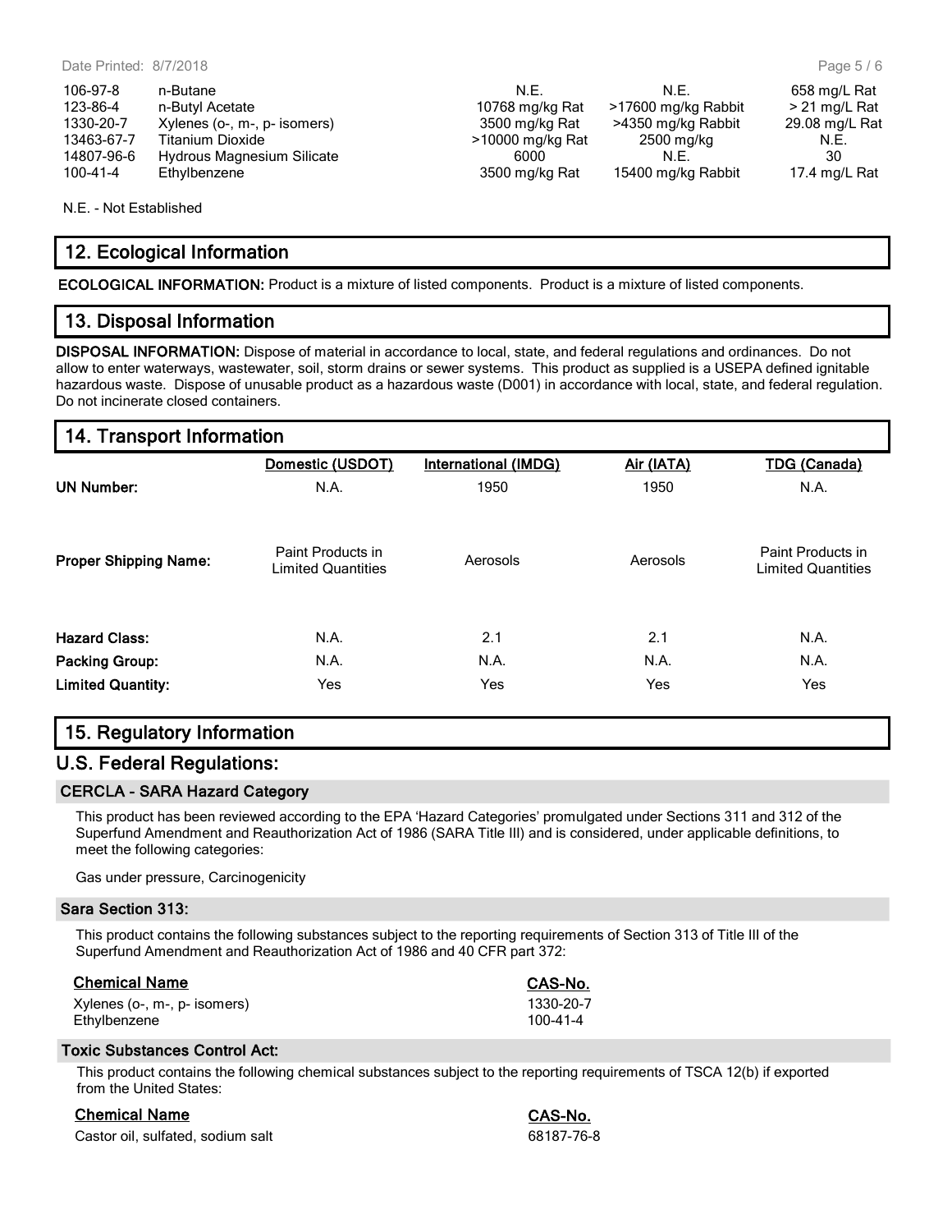| | | | | |
|---|---|---|---|---|
| 106-97-8 | n-Butane | N.E. | N.E. | 658 mg/L Rat |
| 123-86-4 | n-Butyl Acetate | 10768 mg/kg Rat | >17600 mg/kg Rabbit | > 21 mg/L Rat |
| 1330-20-7 | Xylenes (o-, m-, p- isomers) | 3500 mg/kg Rat | >4350 mg/kg Rabbit | 29.08 mg/L Rat |
| 13463-67-7 | Titanium Dioxide | >10000 mg/kg Rat | 2500 mg/kg | N.E. |
| 14807-96-6 | Hydrous Magnesium Silicate | 6000 | N.E. | 30 |
| 100-41-4 | Ethylbenzene | 3500 mg/kg Rat | 15400 mg/kg Rabbit | 17.4 mg/L Rat |

N.E. - Not Established

## 12. Ecological Information

**ECOLOGICAL INFORMATION:** Product is a mixture of listed components. Product is a mixture of listed components.

## 13. Disposal Information

**DISPOSAL INFORMATION:** Dispose of material in accordance to local, state, and federal regulations and ordinances. Do not allow to enter waterways, wastewater, soil, storm drains or sewer systems. This product as supplied is a USEPA defined ignitable hazardous waste. Dispose of unusable product as a hazardous waste (D001) in accordance with local, state, and federal regulation. Do not incinerate closed containers.

## 14. Transport Information

| | Domestic (USDOT) | International (IMDG) | Air (IATA) | TDG (Canada) |
|---|---|---|---|---|
| **UN Number:** | N.A. | 1950 | 1950 | N.A. |
| **Proper Shipping Name:** | Paint Products in Limited Quantities | Aerosols | Aerosols | Paint Products in Limited Quantities |
| **Hazard Class:** | N.A. | 2.1 | 2.1 | N.A. |
| **Packing Group:** | N.A. | N.A. | N.A. | N.A. |
| **Limited Quantity:** | Yes | Yes | Yes | Yes |

## 15. Regulatory Information

## U.S. Federal Regulations:

### CERCLA - SARA Hazard Category

This product has been reviewed according to the EPA 'Hazard Categories' promulgated under Sections 311 and 312 of the Superfund Amendment and Reauthorization Act of 1986 (SARA Title III) and is considered, under applicable definitions, to meet the following categories:

Gas under pressure, Carcinogenicity

### Sara Section 313:

This product contains the following substances subject to the reporting requirements of Section 313 of Title III of the Superfund Amendment and Reauthorization Act of 1986 and 40 CFR part 372:

| Chemical Name | CAS-No. |
|---|---|
| Xylenes (o-, m-, p- isomers) | 1330-20-7 |
| Ethylbenzene | 100-41-4 |

### Toxic Substances Control Act:

This product contains the following chemical substances subject to the reporting requirements of TSCA 12(b) if exported from the United States:

| Chemical Name | CAS-No. |
|---|---|
| Castor oil, sulfated, sodium salt | 68187-76-8 |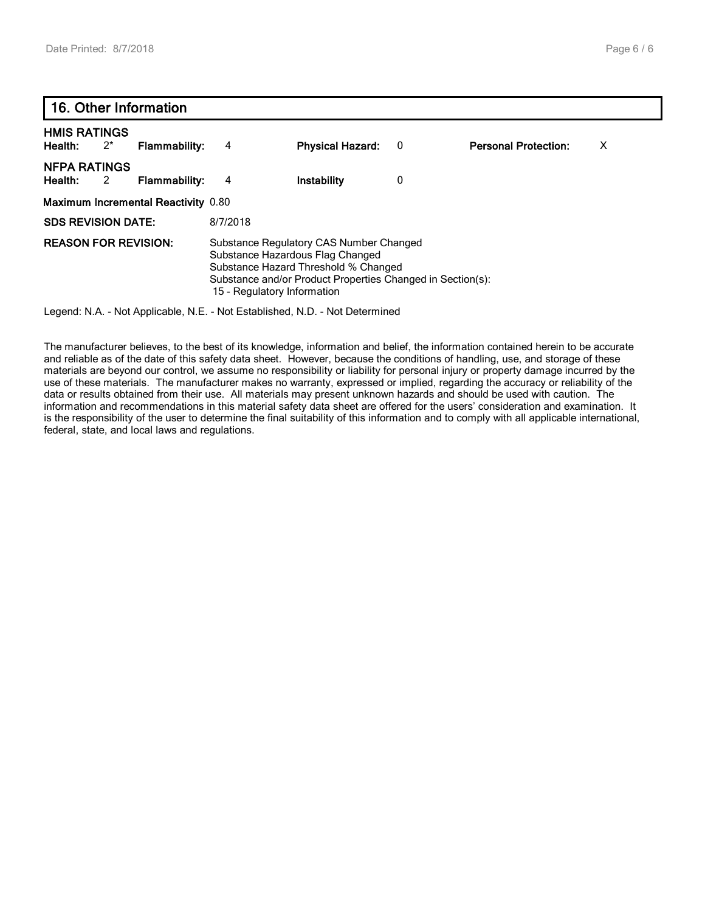## 16. Other Information

**HMIS RATINGS**

| | | | | | | | |
|---|---|---|---|---|---|---|---|
| **Health:** | 2* | **Flammability:** | 4 | **Physical Hazard:** | 0 | **Personal Protection:** | X |

**NFPA RATINGS**

| | | | | | |
|---|---|---|---|---|---|
| **Health:** | 2 | **Flammability:** | 4 | **Instability** | 0 |

**Maximum Incremental Reactivity** 0.80

**SDS REVISION DATE:** 8/7/2018

**REASON FOR REVISION:**
Substance Regulatory CAS Number Changed
Substance Hazardous Flag Changed
Substance Hazard Threshold % Changed
Substance and/or Product Properties Changed in Section(s):
15 - Regulatory Information

Legend: N.A. - Not Applicable, N.E. - Not Established, N.D. - Not Determined

The manufacturer believes, to the best of its knowledge, information and belief, the information contained herein to be accurate and reliable as of the date of this safety data sheet. However, because the conditions of handling, use, and storage of these materials are beyond our control, we assume no responsibility or liability for personal injury or property damage incurred by the use of these materials. The manufacturer makes no warranty, expressed or implied, regarding the accuracy or reliability of the data or results obtained from their use. All materials may present unknown hazards and should be used with caution. The information and recommendations in this material safety data sheet are offered for the users' consideration and examination. It is the responsibility of the user to determine the final suitability of this information and to comply with all applicable international, federal, state, and local laws and regulations.